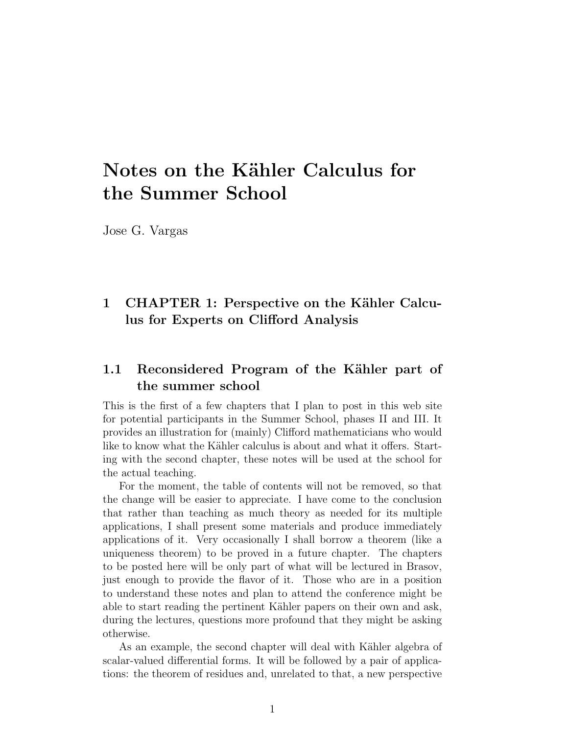# Notes on the Kähler Calculus for the Summer School

Jose G. Vargas

## 1 CHAPTER 1: Perspective on the Kähler Calculus for Experts on Clifford Analysis

### 1.1 Reconsidered Program of the Kähler part of the summer school

This is the first of a few chapters that I plan to post in this web site for potential participants in the Summer School, phases II and III. It provides an illustration for (mainly) Clifford mathematicians who would like to know what the Kähler calculus is about and what it offers. Starting with the second chapter, these notes will be used at the school for the actual teaching.

For the moment, the table of contents will not be removed, so that the change will be easier to appreciate. I have come to the conclusion that rather than teaching as much theory as needed for its multiple applications, I shall present some materials and produce immediately applications of it. Very occasionally I shall borrow a theorem (like a uniqueness theorem) to be proved in a future chapter. The chapters to be posted here will be only part of what will be lectured in Brasov, just enough to provide the flavor of it. Those who are in a position to understand these notes and plan to attend the conference might be able to start reading the pertinent Kähler papers on their own and ask, during the lectures, questions more profound that they might be asking otherwise.

As an example, the second chapter will deal with Kähler algebra of scalar-valued differential forms. It will be followed by a pair of applications: the theorem of residues and, unrelated to that, a new perspective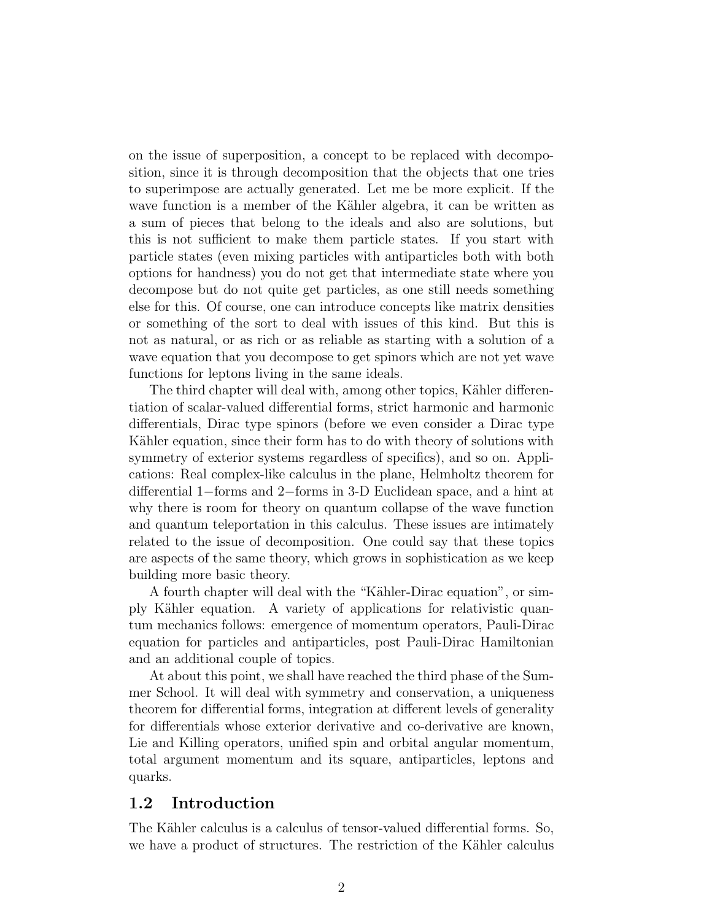on the issue of superposition, a concept to be replaced with decomposition, since it is through decomposition that the objects that one tries to superimpose are actually generated. Let me be more explicit. If the wave function is a member of the Kähler algebra, it can be written as a sum of pieces that belong to the ideals and also are solutions, but this is not sufficient to make them particle states. If you start with particle states (even mixing particles with antiparticles both with both options for handness) you do not get that intermediate state where you decompose but do not quite get particles, as one still needs something else for this. Of course, one can introduce concepts like matrix densities or something of the sort to deal with issues of this kind. But this is not as natural, or as rich or as reliable as starting with a solution of a wave equation that you decompose to get spinors which are not yet wave functions for leptons living in the same ideals.

The third chapter will deal with, among other topics, Kähler differentiation of scalar-valued differential forms, strict harmonic and harmonic differentials, Dirac type spinors (before we even consider a Dirac type Kähler equation, since their form has to do with theory of solutions with symmetry of exterior systems regardless of specifics), and so on. Applications: Real complex-like calculus in the plane, Helmholtz theorem for differential $1-$forms and $2-$forms in 3-D Euclidean space, and a hint at why there is room for theory on quantum collapse of the wave function and quantum teleportation in this calculus. These issues are intimately related to the issue of decomposition. One could say that these topics are aspects of the same theory, which grows in sophistication as we keep building more basic theory.

A fourth chapter will deal with the "Kähler-Dirac equation", or simply Kähler equation. A variety of applications for relativistic quantum mechanics follows: emergence of momentum operators, Pauli-Dirac equation for particles and antiparticles, post Pauli-Dirac Hamiltonian and an additional couple of topics.

At about this point, we shall have reached the third phase of the Summer School. It will deal with symmetry and conservation, a uniqueness theorem for differential forms, integration at different levels of generality for differentials whose exterior derivative and co-derivative are known, Lie and Killing operators, unified spin and orbital angular momentum, total argument momentum and its square, antiparticles, leptons and quarks.

## 1.2 Introduction

The Kähler calculus is a calculus of tensor-valued differential forms. So, we have a product of structures. The restriction of the Kähler calculus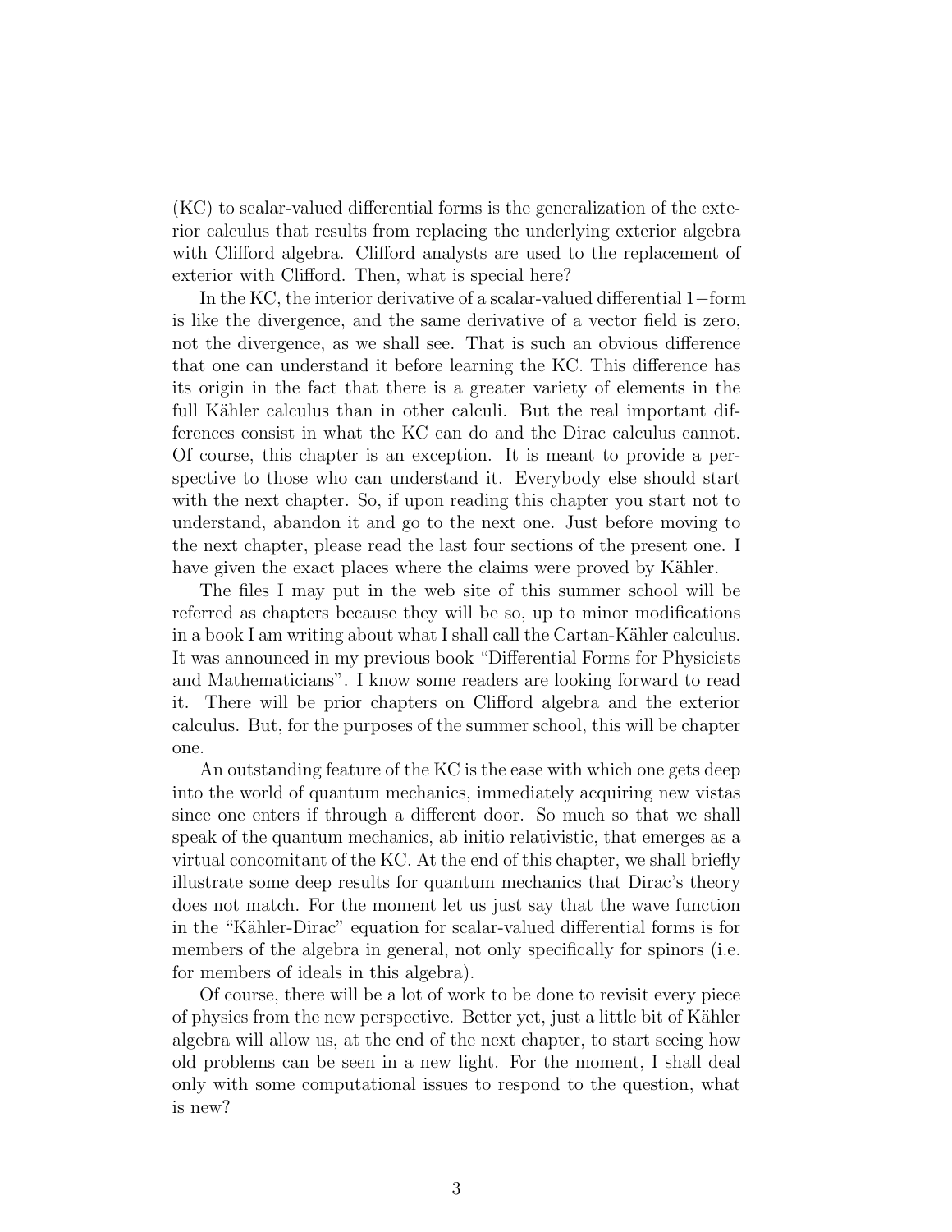(KC) to scalar-valued differential forms is the generalization of the exterior calculus that results from replacing the underlying exterior algebra with Clifford algebra. Clifford analysts are used to the replacement of exterior with Clifford. Then, what is special here?

In the KC, the interior derivative of a scalar-valued differential $1-$form is like the divergence, and the same derivative of a vector field is zero, not the divergence, as we shall see. That is such an obvious difference that one can understand it before learning the KC. This difference has its origin in the fact that there is a greater variety of elements in the full Kähler calculus than in other calculi. But the real important differences consist in what the KC can do and the Dirac calculus cannot. Of course, this chapter is an exception. It is meant to provide a perspective to those who can understand it. Everybody else should start with the next chapter. So, if upon reading this chapter you start not to understand, abandon it and go to the next one. Just before moving to the next chapter, please read the last four sections of the present one. I have given the exact places where the claims were proved by Kähler.

The files I may put in the web site of this summer school will be referred as chapters because they will be so, up to minor modifications in a book I am writing about what I shall call the Cartan-Kähler calculus. It was announced in my previous book "Differential Forms for Physicists and Mathematicians". I know some readers are looking forward to read it. There will be prior chapters on Clifford algebra and the exterior calculus. But, for the purposes of the summer school, this will be chapter one.

An outstanding feature of the KC is the ease with which one gets deep into the world of quantum mechanics, immediately acquiring new vistas since one enters if through a different door. So much so that we shall speak of the quantum mechanics, ab initio relativistic, that emerges as a virtual concomitant of the KC. At the end of this chapter, we shall briefly illustrate some deep results for quantum mechanics that Dirac's theory does not match. For the moment let us just say that the wave function in the "Kähler-Dirac" equation for scalar-valued differential forms is for members of the algebra in general, not only specifically for spinors (i.e. for members of ideals in this algebra).

Of course, there will be a lot of work to be done to revisit every piece of physics from the new perspective. Better yet, just a little bit of Kähler algebra will allow us, at the end of the next chapter, to start seeing how old problems can be seen in a new light. For the moment, I shall deal only with some computational issues to respond to the question, what is new?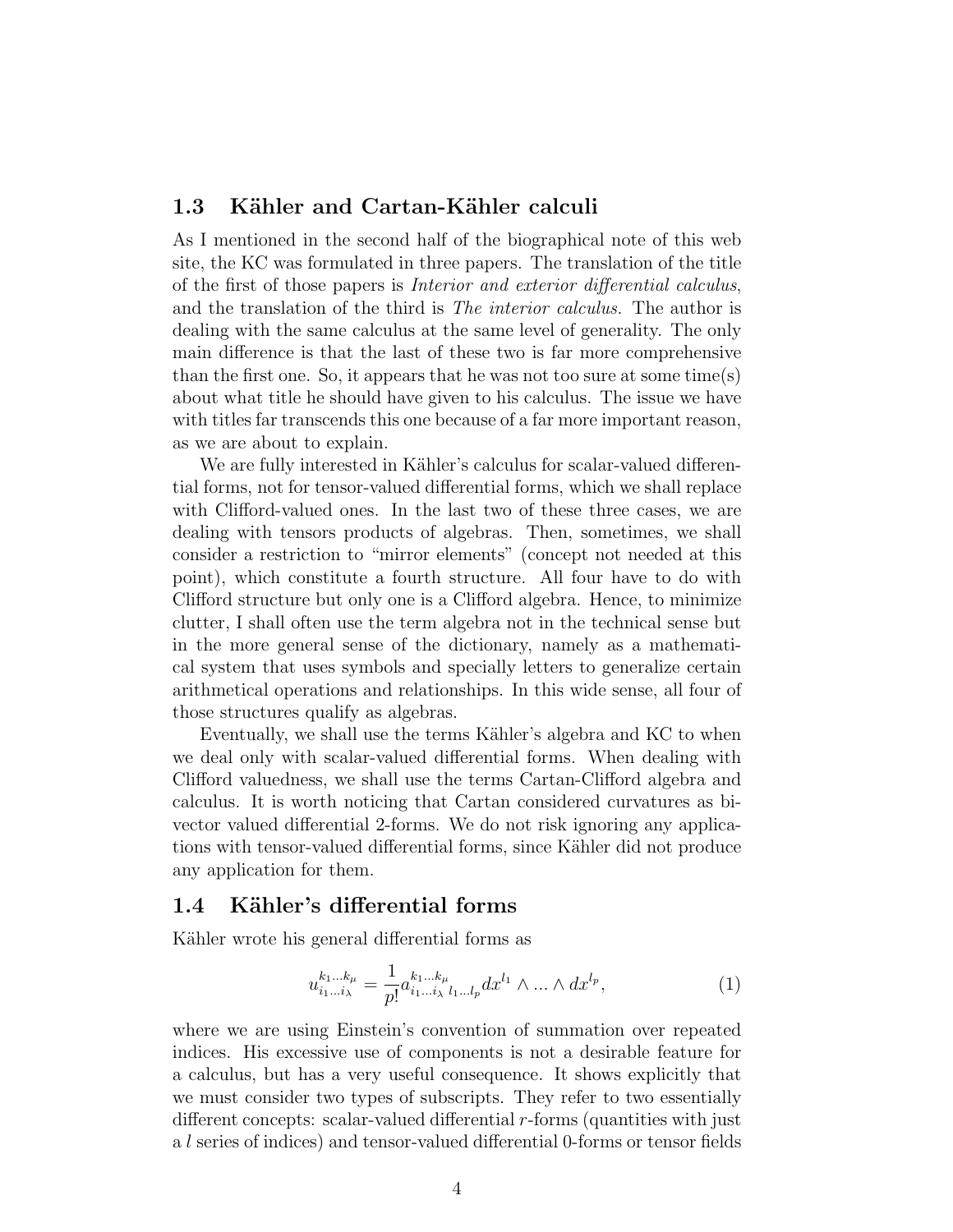## 1.3 Kähler and Cartan-Kähler calculi

As I mentioned in the second half of the biographical note of this web site, the KC was formulated in three papers. The translation of the title of the first of those papers is *Interior and exterior differential calculus*, and the translation of the third is *The interior calculus.* The author is dealing with the same calculus at the same level of generality. The only main difference is that the last of these two is far more comprehensive than the first one. So, it appears that he was not too sure at some time(s) about what title he should have given to his calculus. The issue we have with titles far transcends this one because of a far more important reason, as we are about to explain.

We are fully interested in Kähler's calculus for scalar-valued differential forms, not for tensor-valued differential forms, which we shall replace with Clifford-valued ones. In the last two of these three cases, we are dealing with tensors products of algebras. Then, sometimes, we shall consider a restriction to "mirror elements" (concept not needed at this point), which constitute a fourth structure. All four have to do with Clifford structure but only one is a Clifford algebra. Hence, to minimize clutter, I shall often use the term algebra not in the technical sense but in the more general sense of the dictionary, namely as a mathematical system that uses symbols and specially letters to generalize certain arithmetical operations and relationships. In this wide sense, all four of those structures qualify as algebras.

Eventually, we shall use the terms Kähler's algebra and KC to when we deal only with scalar-valued differential forms. When dealing with Clifford valuedness, we shall use the terms Cartan-Clifford algebra and calculus. It is worth noticing that Cartan considered curvatures as bivector valued differential 2-forms. We do not risk ignoring any applications with tensor-valued differential forms, since Kähler did not produce any application for them.

## 1.4 Kähler's differential forms

Kähler wrote his general differential forms as

$$u^{k_1 \ldots k_\mu}_{i_1 \ldots i_\lambda} = \frac{1}{p!} a^{k_1 \ldots k_\mu}_{i_1 \ldots i_\lambda \, l_1 \ldots l_p} dx^{l_1} \wedge \ldots \wedge dx^{l_p}, \tag{1}$$

where we are using Einstein's convention of summation over repeated indices. His excessive use of components is not a desirable feature for a calculus, but has a very useful consequence. It shows explicitly that we must consider two types of subscripts. They refer to two essentially different concepts: scalar-valued differential $r$-forms (quantities with just a $l$ series of indices) and tensor-valued differential 0-forms or tensor fields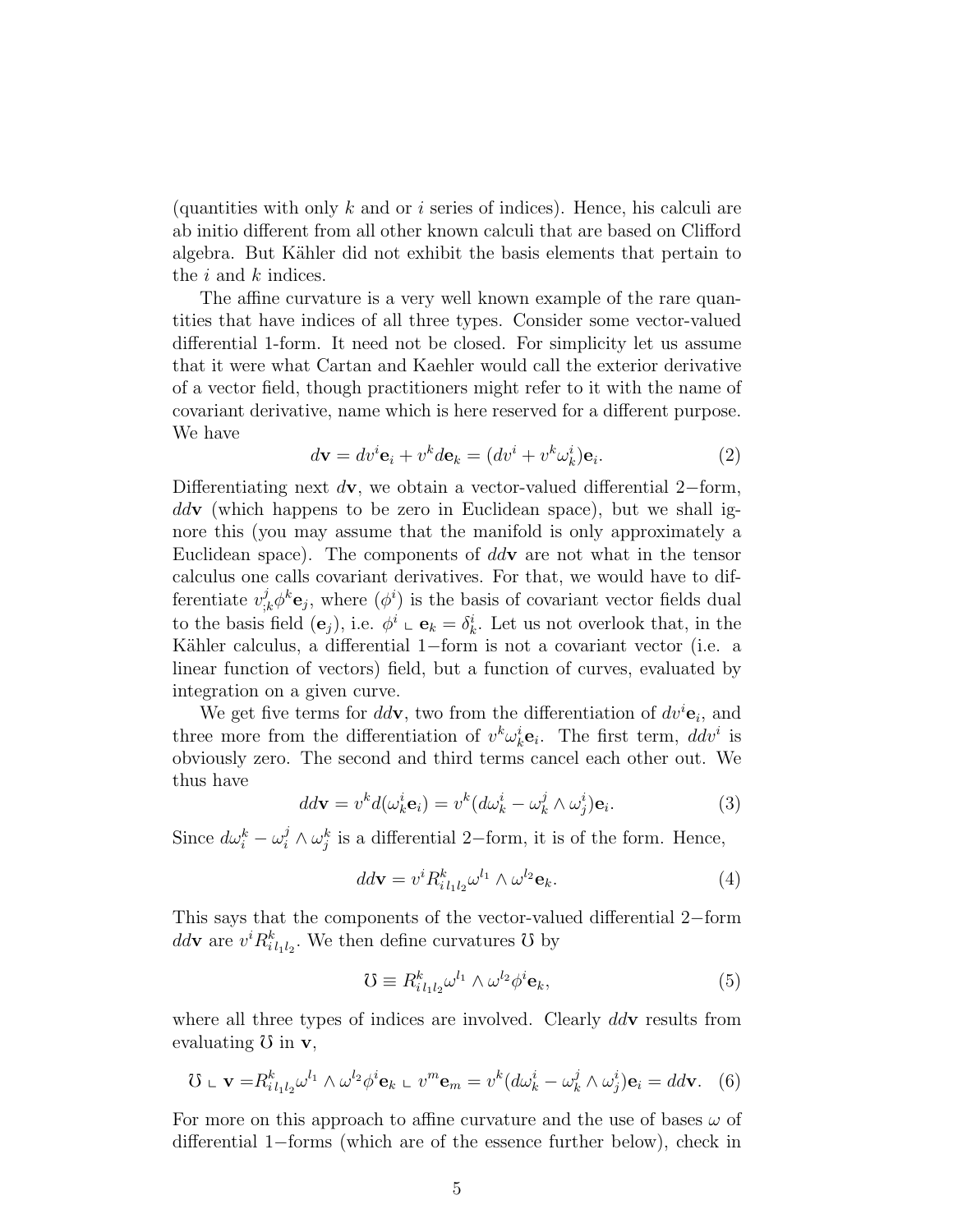(quantities with only $k$ and or $i$ series of indices). Hence, his calculi are ab initio different from all other known calculi that are based on Clifford algebra. But Kähler did not exhibit the basis elements that pertain to the $i$ and $k$ indices.

The affine curvature is a very well known example of the rare quantities that have indices of all three types. Consider some vector-valued differential 1-form. It need not be closed. For simplicity let us assume that it were what Cartan and Kaehler would call the exterior derivative of a vector field, though practitioners might refer to it with the name of covariant derivative, name which is here reserved for a different purpose. We have

$$d\mathbf{v} = dv^i \mathbf{e}_i + v^k d\mathbf{e}_k = (dv^i + v^k \omega_k^i)\mathbf{e}_i. \tag{2}$$

Differentiating next $d\mathbf{v}$, we obtain a vector-valued differential 2−form, $dd\mathbf{v}$ (which happens to be zero in Euclidean space), but we shall ignore this (you may assume that the manifold is only approximately a Euclidean space). The components of $dd\mathbf{v}$ are not what in the tensor calculus one calls covariant derivatives. For that, we would have to differentiate $v^j_{;k}\phi^k \mathbf{e}_j$, where $(\phi^i)$ is the basis of covariant vector fields dual to the basis field $(\mathbf{e}_j)$, i.e. $\phi^i \llcorner \mathbf{e}_k = \delta^i_k$. Let us not overlook that, in the Kähler calculus, a differential 1−form is not a covariant vector (i.e. a linear function of vectors) field, but a function of curves, evaluated by integration on a given curve.

We get five terms for $dd\mathbf{v}$, two from the differentiation of $dv^i \mathbf{e}_i$, and three more from the differentiation of $v^k \omega_k^i \mathbf{e}_i$. The first term, $ddv^i$ is obviously zero. The second and third terms cancel each other out. We thus have

$$dd\mathbf{v} = v^k d(\omega_k^i \mathbf{e}_i) = v^k (d\omega_k^i - \omega_k^j \wedge \omega_j^i)\mathbf{e}_i. \tag{3}$$

Since $d\omega_i^k - \omega_i^j \wedge \omega_j^k$ is a differential 2−form, it is of the form. Hence,

$$dd\mathbf{v} = v^i R^k_{i\,l_1 l_2} \omega^{l_1} \wedge \omega^{l_2} \mathbf{e}_k. \tag{4}$$

This says that the components of the vector-valued differential 2−form $dd\mathbf{v}$ are $v^i R^k_{i\,l_1 l_2}$. We then define curvatures $\mho$ by

$$\mho \equiv R^k_{i\,l_1 l_2} \omega^{l_1} \wedge \omega^{l_2} \phi^i \mathbf{e}_k, \tag{5}$$

where all three types of indices are involved. Clearly $dd\mathbf{v}$ results from evaluating $\mho$ in $\mathbf{v}$,

$$\mho \llcorner \mathbf{v} = R^k_{i\,l_1 l_2} \omega^{l_1} \wedge \omega^{l_2} \phi^i \mathbf{e}_k \llcorner v^m \mathbf{e}_m = v^k (d\omega_k^i - \omega_k^j \wedge \omega_j^i)\mathbf{e}_i = dd\mathbf{v}. \tag{6}$$

For more on this approach to affine curvature and the use of bases $\omega$ of differential 1−forms (which are of the essence further below), check in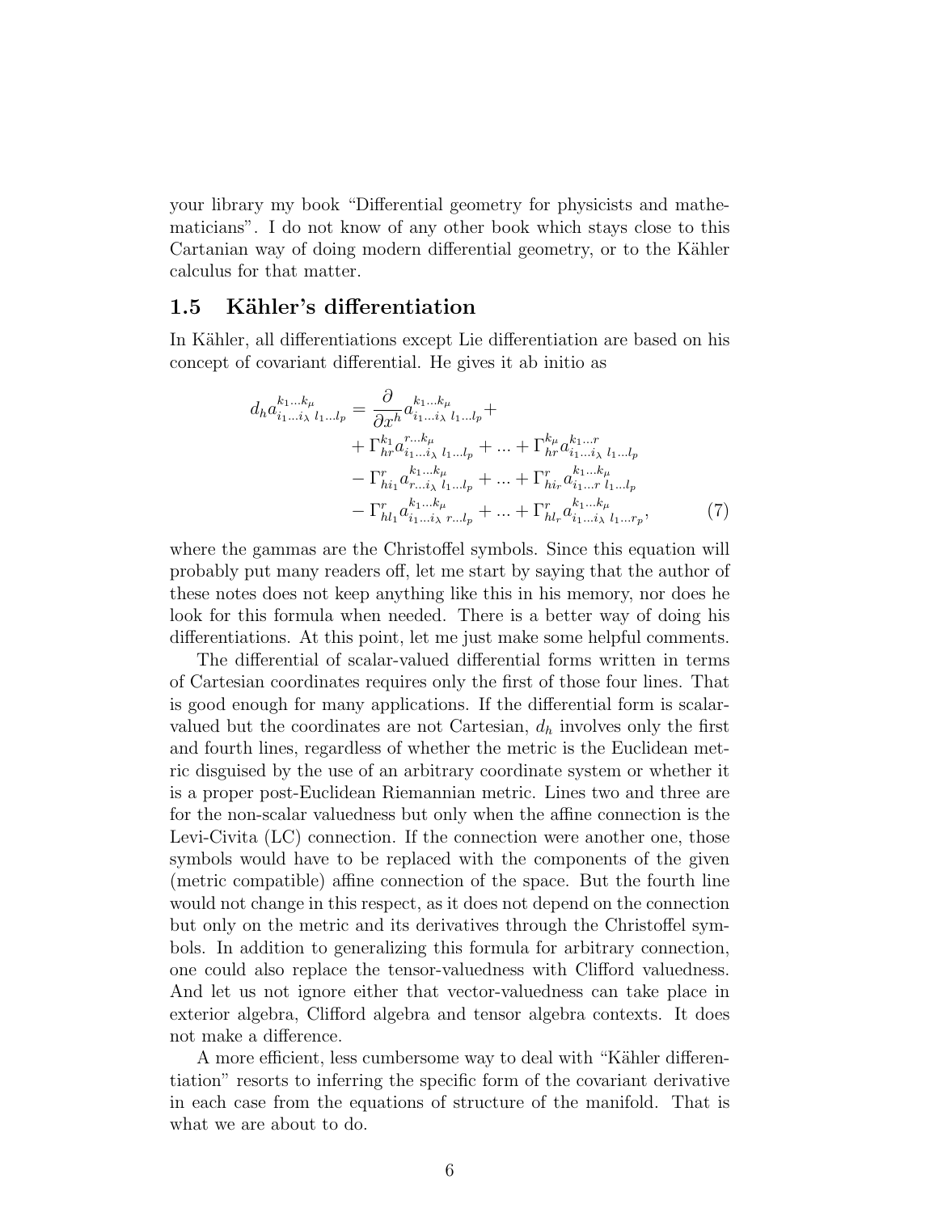your library my book "Differential geometry for physicists and mathematicians". I do not know of any other book which stays close to this Cartanian way of doing modern differential geometry, or to the Kähler calculus for that matter.

## 1.5 Kähler's differentiation

In Kähler, all differentiations except Lie differentiation are based on his concept of covariant differential. He gives it ab initio as

$$
\begin{aligned}
d_h a^{k_1 \ldots k_\mu}_{i_1 \ldots i_\lambda \; l_1 \ldots l_p} = \; & \frac{\partial}{\partial x^h} a^{k_1 \ldots k_\mu}_{i_1 \ldots i_\lambda \; l_1 \ldots l_p} + \\
& + \Gamma^{k_1}_{hr} a^{r \ldots k_\mu}_{i_1 \ldots i_\lambda \; l_1 \ldots l_p} + \ldots + \Gamma^{k_\mu}_{hr} a^{k_1 \ldots r}_{i_1 \ldots i_\lambda \; l_1 \ldots l_p} \\
& - \Gamma^{r}_{hi_1} a^{k_1 \ldots k_\mu}_{r \ldots i_\lambda \; l_1 \ldots l_p} + \ldots + \Gamma^{r}_{hi_r} a^{k_1 \ldots k_\mu}_{i_1 \ldots r \; l_1 \ldots l_p} \\
& - \Gamma^{r}_{hl_1} a^{k_1 \ldots k_\mu}_{i_1 \ldots i_\lambda \; r \ldots l_p} + \ldots + \Gamma^{r}_{hl_r} a^{k_1 \ldots k_\mu}_{i_1 \ldots i_\lambda \; l_1 \ldots r_p},
\end{aligned}
\tag{7}
$$

where the gammas are the Christoffel symbols. Since this equation will probably put many readers off, let me start by saying that the author of these notes does not keep anything like this in his memory, nor does he look for this formula when needed. There is a better way of doing his differentiations. At this point, let me just make some helpful comments.

The differential of scalar-valued differential forms written in terms of Cartesian coordinates requires only the first of those four lines. That is good enough for many applications. If the differential form is scalar-valued but the coordinates are not Cartesian, $d_h$ involves only the first and fourth lines, regardless of whether the metric is the Euclidean metric disguised by the use of an arbitrary coordinate system or whether it is a proper post-Euclidean Riemannian metric. Lines two and three are for the non-scalar valuedness but only when the affine connection is the Levi-Civita (LC) connection. If the connection were another one, those symbols would have to be replaced with the components of the given (metric compatible) affine connection of the space. But the fourth line would not change in this respect, as it does not depend on the connection but only on the metric and its derivatives through the Christoffel symbols. In addition to generalizing this formula for arbitrary connection, one could also replace the tensor-valuedness with Clifford valuedness. And let us not ignore either that vector-valuedness can take place in exterior algebra, Clifford algebra and tensor algebra contexts. It does not make a difference.

A more efficient, less cumbersome way to deal with "Kähler differentiation" resorts to inferring the specific form of the covariant derivative in each case from the equations of structure of the manifold. That is what we are about to do.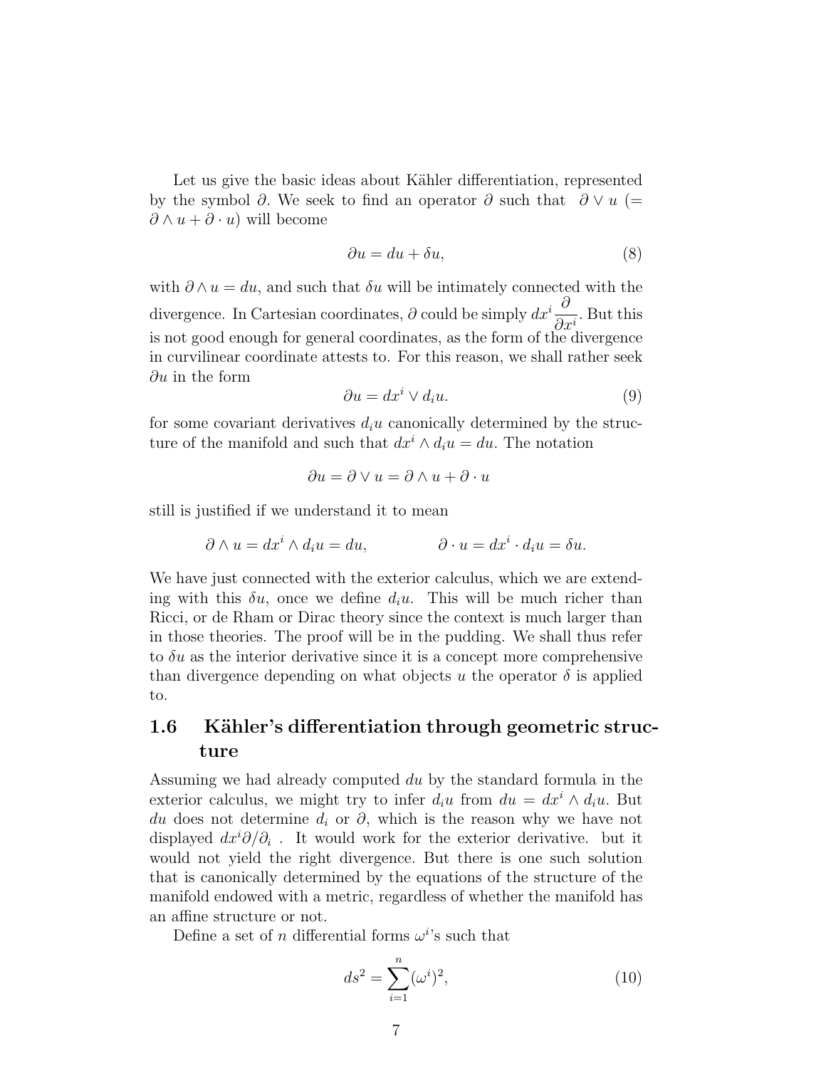Let us give the basic ideas about Kähler differentiation, represented by the symbol $\partial$. We seek to find an operator $\partial$ such that $\partial \vee u$ ($= \partial \wedge u + \partial \cdot u$) will become

$$\partial u = du + \delta u, \tag{8}$$

with $\partial \wedge u = du$, and such that $\delta u$ will be intimately connected with the divergence. In Cartesian coordinates, $\partial$ could be simply $dx^i \dfrac{\partial}{\partial x^i}$. But this is not good enough for general coordinates, as the form of the divergence in curvilinear coordinate attests to. For this reason, we shall rather seek $\partial u$ in the form

$$\partial u = dx^i \vee d_i u. \tag{9}$$

for some covariant derivatives $d_i u$ canonically determined by the structure of the manifold and such that $dx^i \wedge d_i u = du$. The notation

$$\partial u = \partial \vee u = \partial \wedge u + \partial \cdot u$$

still is justified if we understand it to mean

$$\partial \wedge u = dx^i \wedge d_i u = du, \qquad\qquad \partial \cdot u = dx^i \cdot d_i u = \delta u.$$

We have just connected with the exterior calculus, which we are extending with this $\delta u$, once we define $d_i u$. This will be much richer than Ricci, or de Rham or Dirac theory since the context is much larger than in those theories. The proof will be in the pudding. We shall thus refer to $\delta u$ as the interior derivative since it is a concept more comprehensive than divergence depending on what objects $u$ the operator $\delta$ is applied to.

## 1.6 Kähler's differentiation through geometric structure

Assuming we had already computed $du$ by the standard formula in the exterior calculus, we might try to infer $d_i u$ from $du = dx^i \wedge d_i u$. But $du$ does not determine $d_i$ or $\partial$, which is the reason why we have not displayed $dx^i \partial / \partial_i$ . It would work for the exterior derivative. but it would not yield the right divergence. But there is one such solution that is canonically determined by the equations of the structure of the manifold endowed with a metric, regardless of whether the manifold has an affine structure or not.

Define a set of $n$ differential forms $\omega^i$'s such that

$$ds^2 = \sum_{i=1}^{n} (\omega^i)^2, \tag{10}$$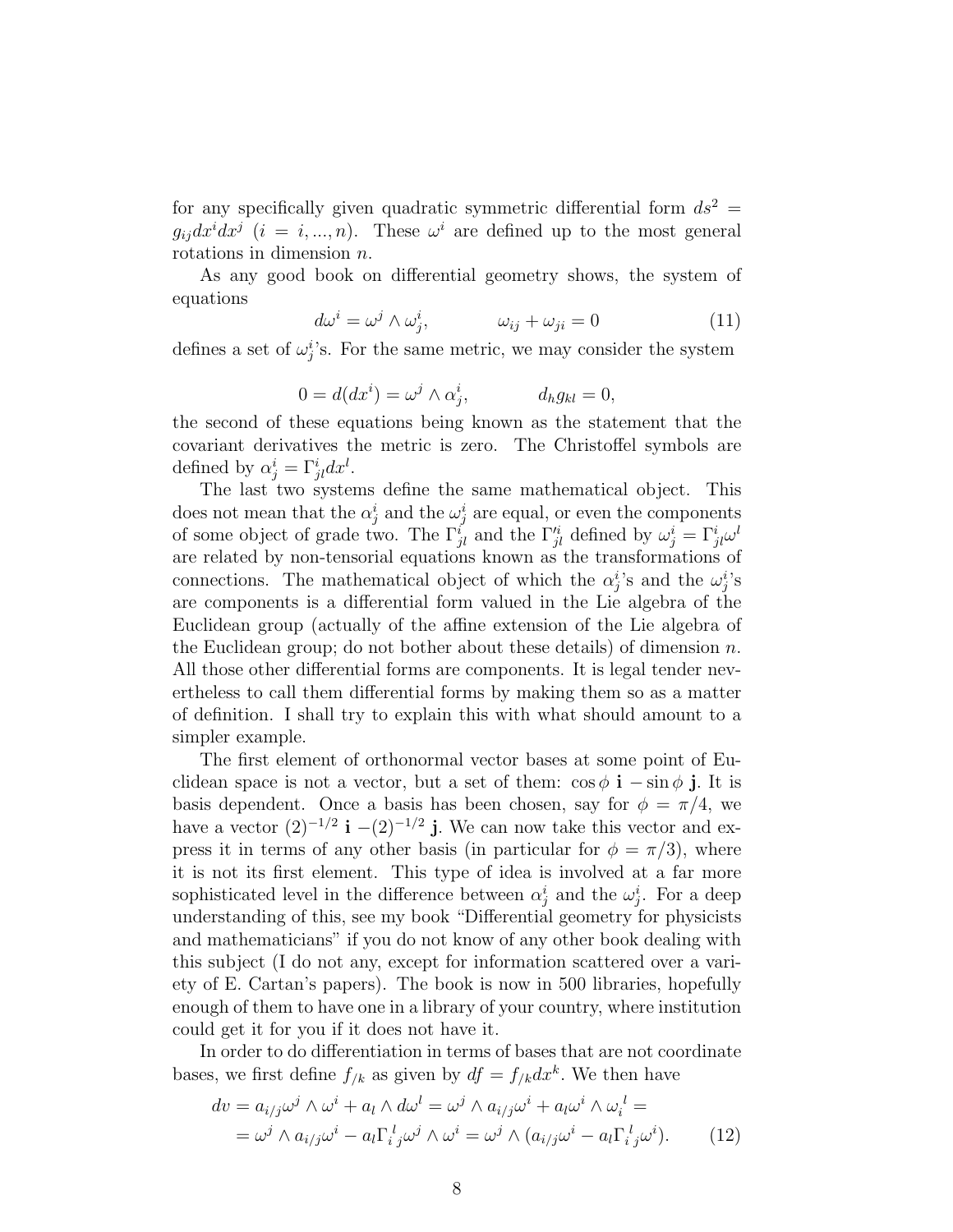for any specifically given quadratic symmetric differential form $ds^2 = g_{ij}dx^i dx^j$ ($i = i, ..., n$). These $\omega^i$ are defined up to the most general rotations in dimension $n$.

As any good book on differential geometry shows, the system of equations

$$d\omega^i = \omega^j \wedge \omega^i_j, \qquad \omega_{ij} + \omega_{ji} = 0 \tag{11}$$

defines a set of $\omega^i_j$'s. For the same metric, we may consider the system

$$0 = d(dx^i) = \omega^j \wedge \alpha^i_j, \qquad d_h g_{kl} = 0,$$

the second of these equations being known as the statement that the covariant derivatives the metric is zero. The Christoffel symbols are defined by $\alpha^i_j = \Gamma^i_{jl}dx^l$.

The last two systems define the same mathematical object. This does not mean that the $\alpha^i_j$ and the $\omega^i_j$ are equal, or even the components of some object of grade two. The $\Gamma^i_{jl}$ and the $\Gamma'^i_{jl}$ defined by $\omega^i_j = \Gamma^i_{jl}\omega^l$ are related by non-tensorial equations known as the transformations of connections. The mathematical object of which the $\alpha^i_j$'s and the $\omega^i_j$'s are components is a differential form valued in the Lie algebra of the Euclidean group (actually of the affine extension of the Lie algebra of the Euclidean group; do not bother about these details) of dimension $n$. All those other differential forms are components. It is legal tender nevertheless to call them differential forms by making them so as a matter of definition. I shall try to explain this with what should amount to a simpler example.

The first element of orthonormal vector bases at some point of Euclidean space is not a vector, but a set of them: $\cos\phi\ \mathbf{i} - \sin\phi\ \mathbf{j}$. It is basis dependent. Once a basis has been chosen, say for $\phi = \pi/4$, we have a vector $(2)^{-1/2}\ \mathbf{i} - (2)^{-1/2}\ \mathbf{j}$. We can now take this vector and express it in terms of any other basis (in particular for $\phi = \pi/3$), where it is not its first element. This type of idea is involved at a far more sophisticated level in the difference between $\alpha^i_j$ and the $\omega^i_j$. For a deep understanding of this, see my book "Differential geometry for physicists and mathematicians" if you do not know of any other book dealing with this subject (I do not any, except for information scattered over a variety of E. Cartan's papers). The book is now in 500 libraries, hopefully enough of them to have one in a library of your country, where institution could get it for you if it does not have it.

In order to do differentiation in terms of bases that are not coordinate bases, we first define $f_{/k}$ as given by $df = f_{/k}dx^k$. We then have

$$\begin{aligned} dv &= a_{i/j}\omega^j \wedge \omega^i + a_l \wedge d\omega^l = \omega^j \wedge a_{i/j}\omega^i + a_l\omega^i \wedge \omega_i{}^l = \\ &= \omega^j \wedge a_{i/j}\omega^i - a_l\Gamma_i{}^l{}_j\omega^j \wedge \omega^i = \omega^j \wedge (a_{i/j}\omega^i - a_l\Gamma_i{}^l{}_j\omega^i). \end{aligned} \tag{12}$$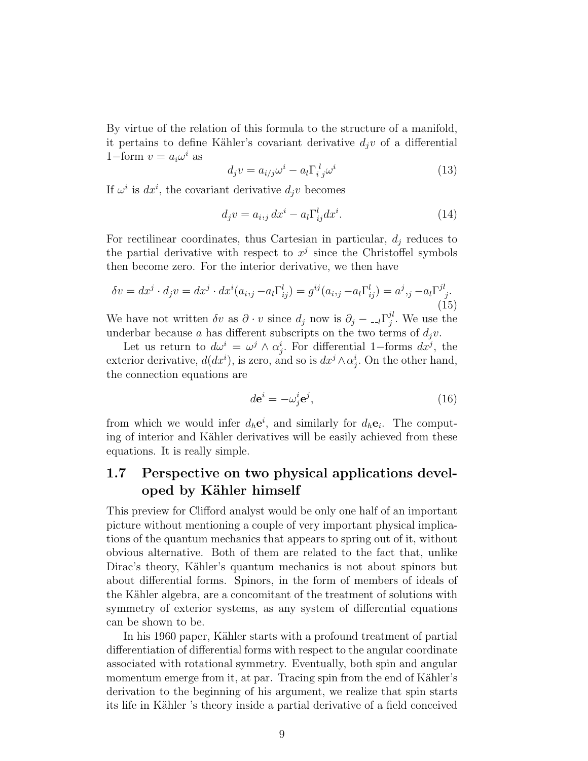By virtue of the relation of this formula to the structure of a manifold, it pertains to define Kähler's covariant derivative $d_j v$ of a differential 1−form $v = a_i \omega^i$ as

$$d_j v = a_{i/j}\omega^i - a_l \Gamma_{i\ j}^{\ l}\omega^i \tag{13}$$

If $\omega^i$ is $dx^i$, the covariant derivative $d_j v$ becomes

$$d_j v = a_{i,j}\, dx^i - a_l \Gamma_{ij}^l dx^i. \tag{14}$$

For rectilinear coordinates, thus Cartesian in particular, $d_j$ reduces to the partial derivative with respect to $x^j$ since the Christoffel symbols then become zero. For the interior derivative, we then have

$$\delta v = dx^j \cdot d_j v = dx^j \cdot dx^i (a_{i,j} - a_l \Gamma_{ij}^l) = g^{ij}(a_{i,j} - a_l \Gamma_{ij}^l) = a^j{}_{,j} - a_l \Gamma^{jl}{}_j. \tag{15}$$

We have not written $\delta v$ as $\partial \cdot v$ since $d_j$ now is $\partial_j - \underline{\quad}_l \Gamma_j^{jl}$. We use the underbar because $a$ has different subscripts on the two terms of $d_j v$.

Let us return to $d\omega^i = \omega^j \wedge \alpha_j^i$. For differential 1−forms $dx^j$, the exterior derivative, $d(dx^i)$, is zero, and so is $dx^j \wedge \alpha_j^i$. On the other hand, the connection equations are

$$d\mathbf{e}^i = -\omega_j^i \mathbf{e}^j, \tag{16}$$

from which we would infer $d_h \mathbf{e}^i$, and similarly for $d_h \mathbf{e}_i$. The computing of interior and Kähler derivatives will be easily achieved from these equations. It is really simple.

## 1.7 Perspective on two physical applications developed by Kähler himself

This preview for Clifford analyst would be only one half of an important picture without mentioning a couple of very important physical implications of the quantum mechanics that appears to spring out of it, without obvious alternative. Both of them are related to the fact that, unlike Dirac's theory, Kähler's quantum mechanics is not about spinors but about differential forms. Spinors, in the form of members of ideals of the Kähler algebra, are a concomitant of the treatment of solutions with symmetry of exterior systems, as any system of differential equations can be shown to be.

In his 1960 paper, Kähler starts with a profound treatment of partial differentiation of differential forms with respect to the angular coordinate associated with rotational symmetry. Eventually, both spin and angular momentum emerge from it, at par. Tracing spin from the end of Kähler's derivation to the beginning of his argument, we realize that spin starts its life in Kähler 's theory inside a partial derivative of a field conceived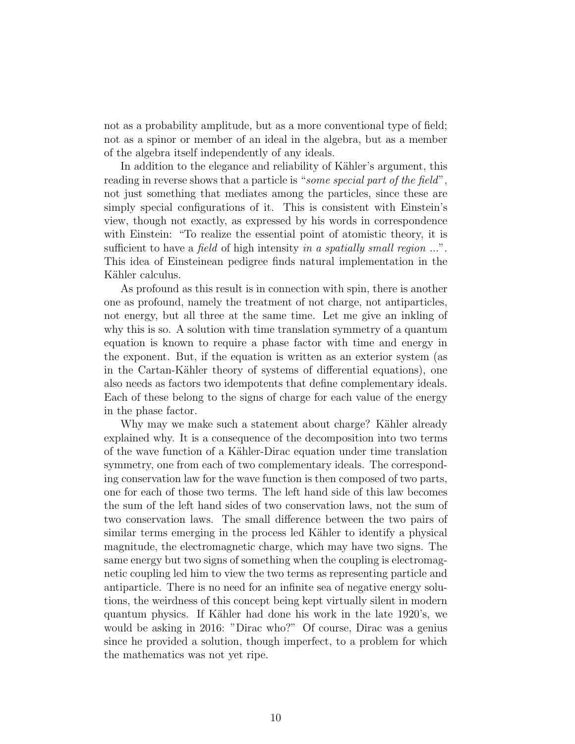not as a probability amplitude, but as a more conventional type of field; not as a spinor or member of an ideal in the algebra, but as a member of the algebra itself independently of any ideals.

In addition to the elegance and reliability of Kähler's argument, this reading in reverse shows that a particle is "*some special part of the field*", not just something that mediates among the particles, since these are simply special configurations of it. This is consistent with Einstein's view, though not exactly, as expressed by his words in correspondence with Einstein: "To realize the essential point of atomistic theory, it is sufficient to have a *field* of high intensity *in a spatially small region* ...". This idea of Einsteinean pedigree finds natural implementation in the Kähler calculus.

As profound as this result is in connection with spin, there is another one as profound, namely the treatment of not charge, not antiparticles, not energy, but all three at the same time. Let me give an inkling of why this is so. A solution with time translation symmetry of a quantum equation is known to require a phase factor with time and energy in the exponent. But, if the equation is written as an exterior system (as in the Cartan-Kähler theory of systems of differential equations), one also needs as factors two idempotents that define complementary ideals. Each of these belong to the signs of charge for each value of the energy in the phase factor.

Why may we make such a statement about charge? Kähler already explained why. It is a consequence of the decomposition into two terms of the wave function of a Kähler-Dirac equation under time translation symmetry, one from each of two complementary ideals. The corresponding conservation law for the wave function is then composed of two parts, one for each of those two terms. The left hand side of this law becomes the sum of the left hand sides of two conservation laws, not the sum of two conservation laws. The small difference between the two pairs of similar terms emerging in the process led Kähler to identify a physical magnitude, the electromagnetic charge, which may have two signs. The same energy but two signs of something when the coupling is electromagnetic coupling led him to view the two terms as representing particle and antiparticle. There is no need for an infinite sea of negative energy solutions, the weirdness of this concept being kept virtually silent in modern quantum physics. If Kähler had done his work in the late 1920's, we would be asking in 2016: "Dirac who?" Of course, Dirac was a genius since he provided a solution, though imperfect, to a problem for which the mathematics was not yet ripe.